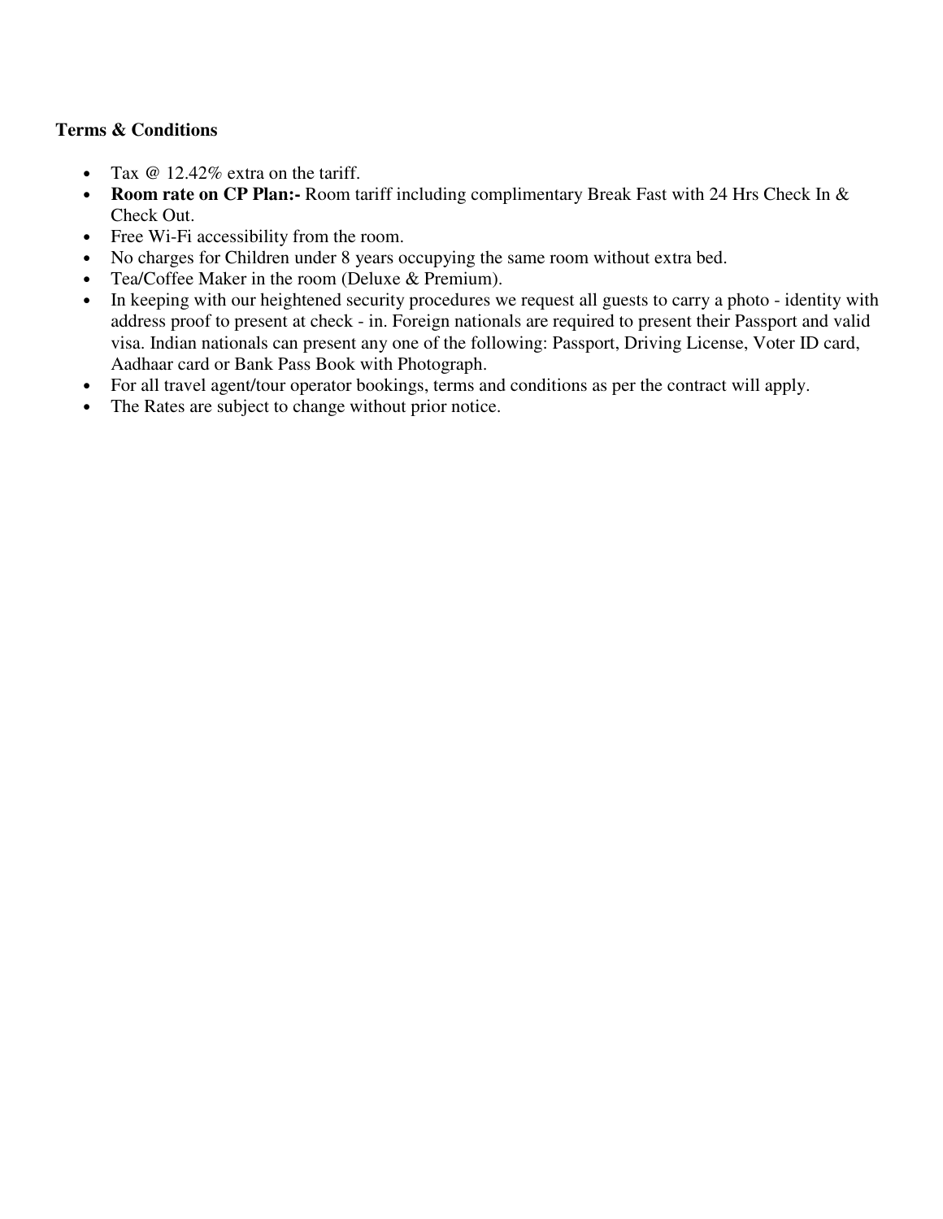**Terms & Conditions**

- Tax @ 12.42% extra on the tariff.
- **Room rate on CP Plan:-** Room tariff including complimentary Break Fast with 24 Hrs Check In & Check Out.
- Free Wi-Fi accessibility from the room.
- No charges for Children under 8 years occupying the same room without extra bed.
- Tea/Coffee Maker in the room (Deluxe & Premium).
- In keeping with our heightened security procedures we request all guests to carry a photo - identity with address proof to present at check - in. Foreign nationals are required to present their Passport and valid visa. Indian nationals can present any one of the following: Passport, Driving License, Voter ID card, Aadhaar card or Bank Pass Book with Photograph.
- For all travel agent/tour operator bookings, terms and conditions as per the contract will apply.
- The Rates are subject to change without prior notice.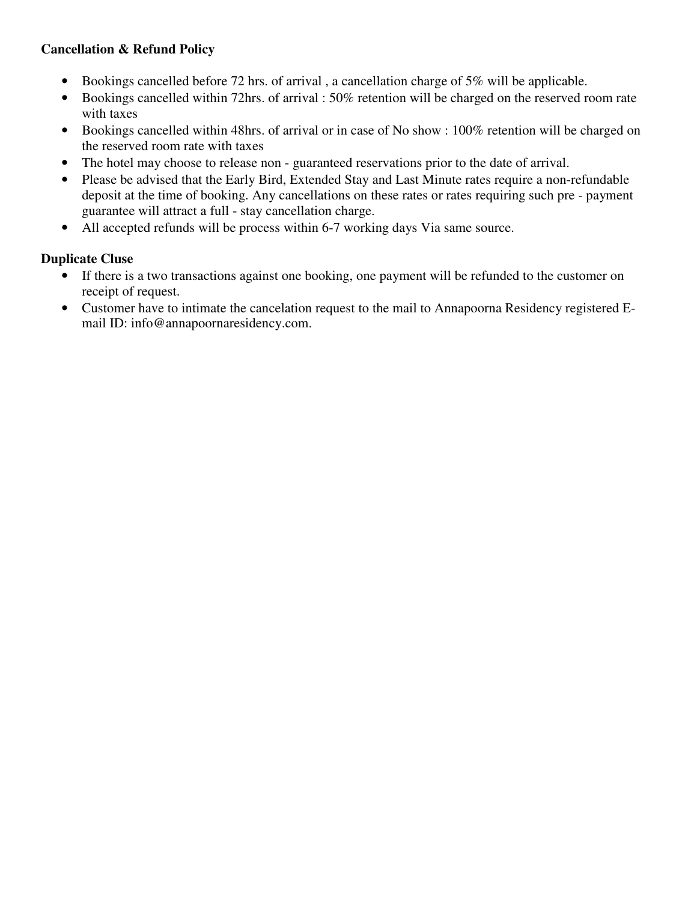**Cancellation & Refund Policy**

- Bookings cancelled before 72 hrs. of arrival , a cancellation charge of 5% will be applicable.
- Bookings cancelled within 72hrs. of arrival : 50% retention will be charged on the reserved room rate with taxes
- Bookings cancelled within 48hrs. of arrival or in case of No show : 100% retention will be charged on the reserved room rate with taxes
- The hotel may choose to release non - guaranteed reservations prior to the date of arrival.
- Please be advised that the Early Bird, Extended Stay and Last Minute rates require a non-refundable deposit at the time of booking. Any cancellations on these rates or rates requiring such pre - payment guarantee will attract a full - stay cancellation charge.
- All accepted refunds will be process within 6-7 working days Via same source.

**Duplicate Cluse**

- If there is a two transactions against one booking, one payment will be refunded to the customer on receipt of request.
- Customer have to intimate the cancelation request to the mail to Annapoorna Residency registered E-mail ID: info@annapoornaresidency.com.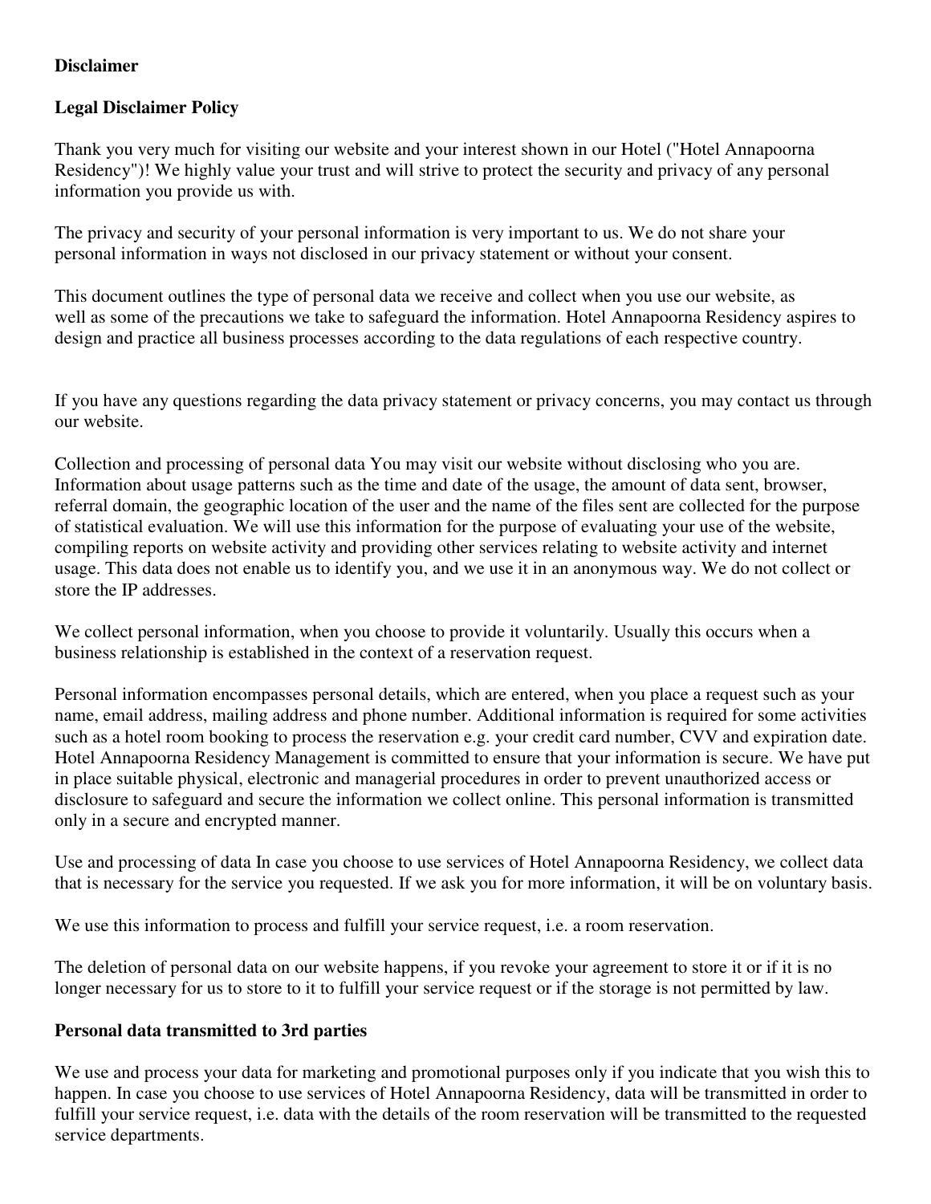**Disclaimer**

**Legal Disclaimer Policy**

Thank you very much for visiting our website and your interest shown in our Hotel ("Hotel Annapoorna Residency")! We highly value your trust and will strive to protect the security and privacy of any personal information you provide us with.

The privacy and security of your personal information is very important to us. We do not share your personal information in ways not disclosed in our privacy statement or without your consent.

This document outlines the type of personal data we receive and collect when you use our website, as well as some of the precautions we take to safeguard the information. Hotel Annapoorna Residency aspires to design and practice all business processes according to the data regulations of each respective country.

If you have any questions regarding the data privacy statement or privacy concerns, you may contact us through our website.

Collection and processing of personal data You may visit our website without disclosing who you are. Information about usage patterns such as the time and date of the usage, the amount of data sent, browser, referral domain, the geographic location of the user and the name of the files sent are collected for the purpose of statistical evaluation. We will use this information for the purpose of evaluating your use of the website, compiling reports on website activity and providing other services relating to website activity and internet usage. This data does not enable us to identify you, and we use it in an anonymous way. We do not collect or store the IP addresses.

We collect personal information, when you choose to provide it voluntarily. Usually this occurs when a business relationship is established in the context of a reservation request.

Personal information encompasses personal details, which are entered, when you place a request such as your name, email address, mailing address and phone number. Additional information is required for some activities such as a hotel room booking to process the reservation e.g. your credit card number, CVV and expiration date. Hotel Annapoorna Residency Management is committed to ensure that your information is secure. We have put in place suitable physical, electronic and managerial procedures in order to prevent unauthorized access or disclosure to safeguard and secure the information we collect online. This personal information is transmitted only in a secure and encrypted manner.

Use and processing of data In case you choose to use services of Hotel Annapoorna Residency, we collect data that is necessary for the service you requested. If we ask you for more information, it will be on voluntary basis.

We use this information to process and fulfill your service request, i.e. a room reservation.

The deletion of personal data on our website happens, if you revoke your agreement to store it or if it is no longer necessary for us to store to it to fulfill your service request or if the storage is not permitted by law.

**Personal data transmitted to 3rd parties**

We use and process your data for marketing and promotional purposes only if you indicate that you wish this to happen. In case you choose to use services of Hotel Annapoorna Residency, data will be transmitted in order to fulfill your service request, i.e. data with the details of the room reservation will be transmitted to the requested service departments.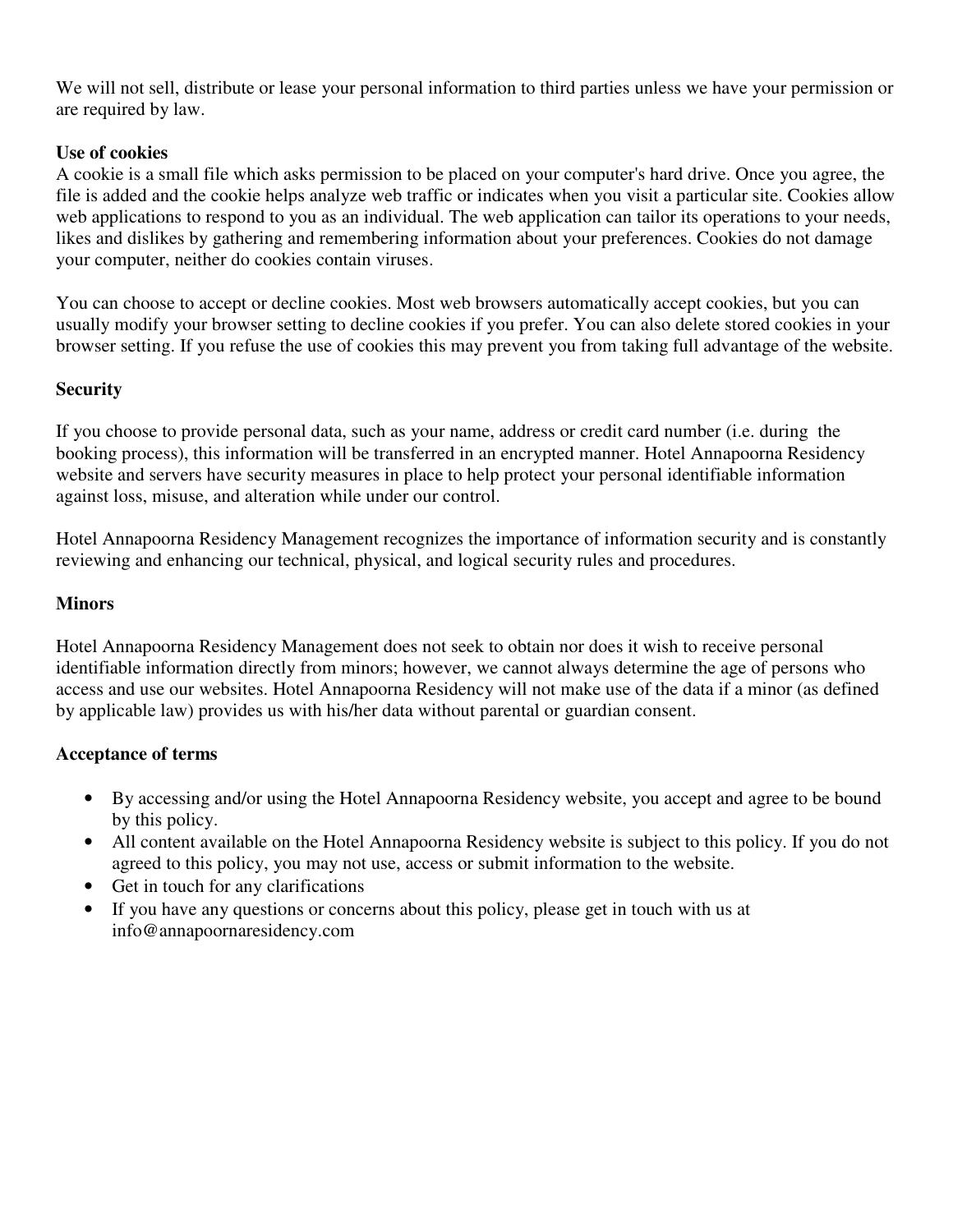We will not sell, distribute or lease your personal information to third parties unless we have your permission or are required by law.

**Use of cookies**

A cookie is a small file which asks permission to be placed on your computer's hard drive. Once you agree, the file is added and the cookie helps analyze web traffic or indicates when you visit a particular site. Cookies allow web applications to respond to you as an individual. The web application can tailor its operations to your needs, likes and dislikes by gathering and remembering information about your preferences. Cookies do not damage your computer, neither do cookies contain viruses.

You can choose to accept or decline cookies. Most web browsers automatically accept cookies, but you can usually modify your browser setting to decline cookies if you prefer. You can also delete stored cookies in your browser setting. If you refuse the use of cookies this may prevent you from taking full advantage of the website.

**Security**

If you choose to provide personal data, such as your name, address or credit card number (i.e. during the booking process), this information will be transferred in an encrypted manner. Hotel Annapoorna Residency website and servers have security measures in place to help protect your personal identifiable information against loss, misuse, and alteration while under our control.

Hotel Annapoorna Residency Management recognizes the importance of information security and is constantly reviewing and enhancing our technical, physical, and logical security rules and procedures.

**Minors**

Hotel Annapoorna Residency Management does not seek to obtain nor does it wish to receive personal identifiable information directly from minors; however, we cannot always determine the age of persons who access and use our websites. Hotel Annapoorna Residency will not make use of the data if a minor (as defined by applicable law) provides us with his/her data without parental or guardian consent.

**Acceptance of terms**

- By accessing and/or using the Hotel Annapoorna Residency website, you accept and agree to be bound by this policy.
- All content available on the Hotel Annapoorna Residency website is subject to this policy. If you do not agreed to this policy, you may not use, access or submit information to the website.
- Get in touch for any clarifications
- If you have any questions or concerns about this policy, please get in touch with us at info@annapoornaresidency.com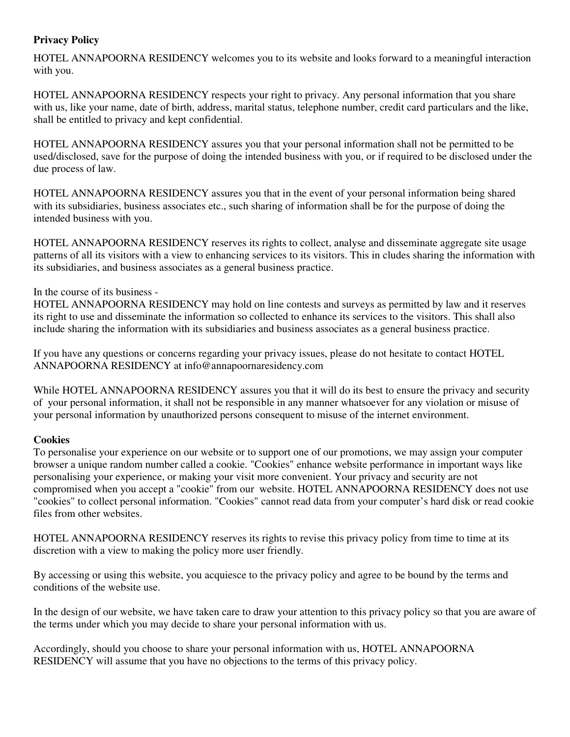**Privacy Policy**

HOTEL ANNAPOORNA RESIDENCY welcomes you to its website and looks forward to a meaningful interaction with you.

HOTEL ANNAPOORNA RESIDENCY respects your right to privacy. Any personal information that you share with us, like your name, date of birth, address, marital status, telephone number, credit card particulars and the like, shall be entitled to privacy and kept confidential.

HOTEL ANNAPOORNA RESIDENCY assures you that your personal information shall not be permitted to be used/disclosed, save for the purpose of doing the intended business with you, or if required to be disclosed under the due process of law.

HOTEL ANNAPOORNA RESIDENCY assures you that in the event of your personal information being shared with its subsidiaries, business associates etc., such sharing of information shall be for the purpose of doing the intended business with you.

HOTEL ANNAPOORNA RESIDENCY reserves its rights to collect, analyse and disseminate aggregate site usage patterns of all its visitors with a view to enhancing services to its visitors. This in cludes sharing the information with its subsidiaries, and business associates as a general business practice.

In the course of its business -
HOTEL ANNAPOORNA RESIDENCY may hold on line contests and surveys as permitted by law and it reserves its right to use and disseminate the information so collected to enhance its services to the visitors. This shall also include sharing the information with its subsidiaries and business associates as a general business practice.

If you have any questions or concerns regarding your privacy issues, please do not hesitate to contact HOTEL ANNAPOORNA RESIDENCY at info@annapoornaresidency.com

While HOTEL ANNAPOORNA RESIDENCY assures you that it will do its best to ensure the privacy and security of your personal information, it shall not be responsible in any manner whatsoever for any violation or misuse of your personal information by unauthorized persons consequent to misuse of the internet environment.

**Cookies**
To personalise your experience on our website or to support one of our promotions, we may assign your computer browser a unique random number called a cookie. "Cookies" enhance website performance in important ways like personalising your experience, or making your visit more convenient. Your privacy and security are not compromised when you accept a "cookie" from our website. HOTEL ANNAPOORNA RESIDENCY does not use "cookies" to collect personal information. "Cookies" cannot read data from your computer's hard disk or read cookie files from other websites.

HOTEL ANNAPOORNA RESIDENCY reserves its rights to revise this privacy policy from time to time at its discretion with a view to making the policy more user friendly.

By accessing or using this website, you acquiesce to the privacy policy and agree to be bound by the terms and conditions of the website use.

In the design of our website, we have taken care to draw your attention to this privacy policy so that you are aware of the terms under which you may decide to share your personal information with us.

Accordingly, should you choose to share your personal information with us, HOTEL ANNAPOORNA RESIDENCY will assume that you have no objections to the terms of this privacy policy.